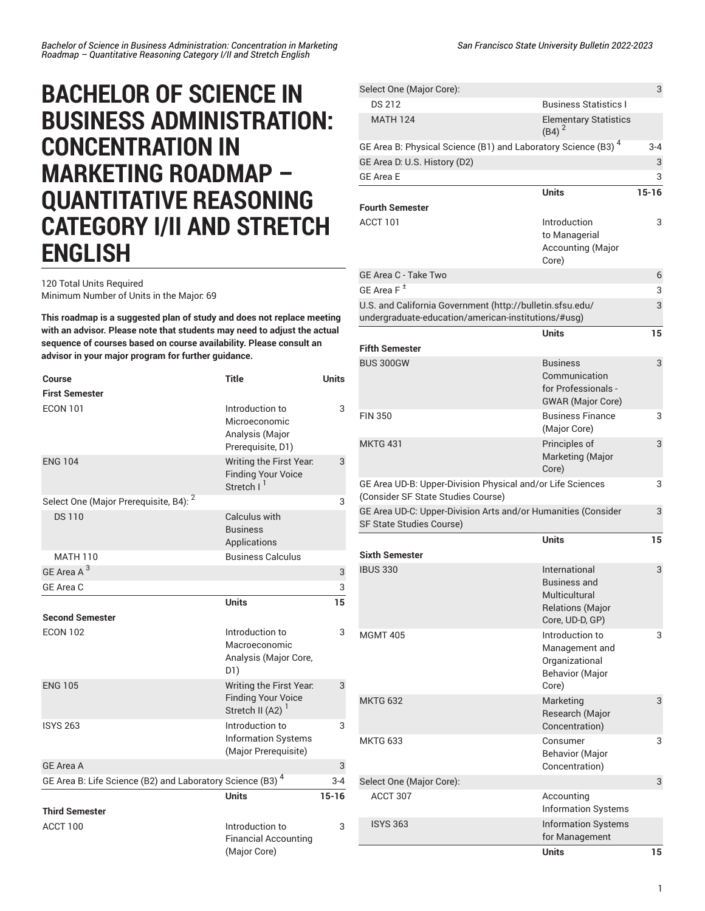# BACHELOR OF SCIENCE IN BUSINESS ADMINISTRATION: CONCENTRATION IN MARKETING ROADMAP – QUANTITATIVE REASONING CATEGORY I/II AND STRETCH ENGLISH

120 Total Units Required
Minimum Number of Units in the Major: 69

**This roadmap is a suggested plan of study and does not replace meeting with an advisor. Please note that students may need to adjust the actual sequence of courses based on course availability. Please consult an advisor in your major program for further guidance.**

| Course | Title | Units |
|---|---|---|
| **First Semester** | | |
| ECON 101 | Introduction to Microeconomic Analysis (Major Prerequisite, D1) | 3 |
| ENG 104 | Writing the First Year: Finding Your Voice Stretch I [1] | 3 |
| Select One (Major Prerequisite, B4): [2] | | 3 |
| DS 110 | Calculus with Business Applications | |
| MATH 110 | Business Calculus | |
| GE Area A [3] | | 3 |
| GE Area C | | 3 |
| | **Units** | **15** |
| **Second Semester** | | |
| ECON 102 | Introduction to Macroeconomic Analysis (Major Core, D1) | 3 |
| ENG 105 | Writing the First Year: Finding Your Voice Stretch II (A2) [1] | 3 |
| ISYS 263 | Introduction to Information Systems (Major Prerequisite) | 3 |
| GE Area A | | 3 |
| GE Area B: Life Science (B2) and Laboratory Science (B3) [4] | | 3-4 |
| | **Units** | **15-16** |
| **Third Semester** | | |
| ACCT 100 | Introduction to Financial Accounting (Major Core) | 3 |
| Select One (Major Core): | | 3 |
| DS 212 | Business Statistics I | |
| MATH 124 | Elementary Statistics (B4) [2] | |
| GE Area B: Physical Science (B1) and Laboratory Science (B3) [4] | | 3-4 |
| GE Area D: U.S. History (D2) | | 3 |
| GE Area E | | 3 |
| | **Units** | **15-16** |
| **Fourth Semester** | | |
| ACCT 101 | Introduction to Managerial Accounting (Major Core) | 3 |
| GE Area C - Take Two | | 6 |
| GE Area F [±] | | 3 |
| U.S. and California Government (http://bulletin.sfsu.edu/undergraduate-education/american-institutions/#usg) | | 3 |
| | **Units** | **15** |
| **Fifth Semester** | | |
| BUS 300GW | Business Communication for Professionals - GWAR (Major Core) | 3 |
| FIN 350 | Business Finance (Major Core) | 3 |
| MKTG 431 | Principles of Marketing (Major Core) | 3 |
| GE Area UD-B: Upper-Division Physical and/or Life Sciences (Consider SF State Studies Course) | | 3 |
| GE Area UD-C: Upper-Division Arts and/or Humanities (Consider SF State Studies Course) | | 3 |
| | **Units** | **15** |
| **Sixth Semester** | | |
| IBUS 330 | International Business and Multicultural Relations (Major Core, UD-D, GP) | 3 |
| MGMT 405 | Introduction to Management and Organizational Behavior (Major Core) | 3 |
| MKTG 632 | Marketing Research (Major Concentration) | 3 |
| MKTG 633 | Consumer Behavior (Major Concentration) | 3 |
| Select One (Major Core): | | 3 |
| ACCT 307 | Accounting Information Systems | |
| ISYS 363 | Information Systems for Management | |
| | **Units** | **15** |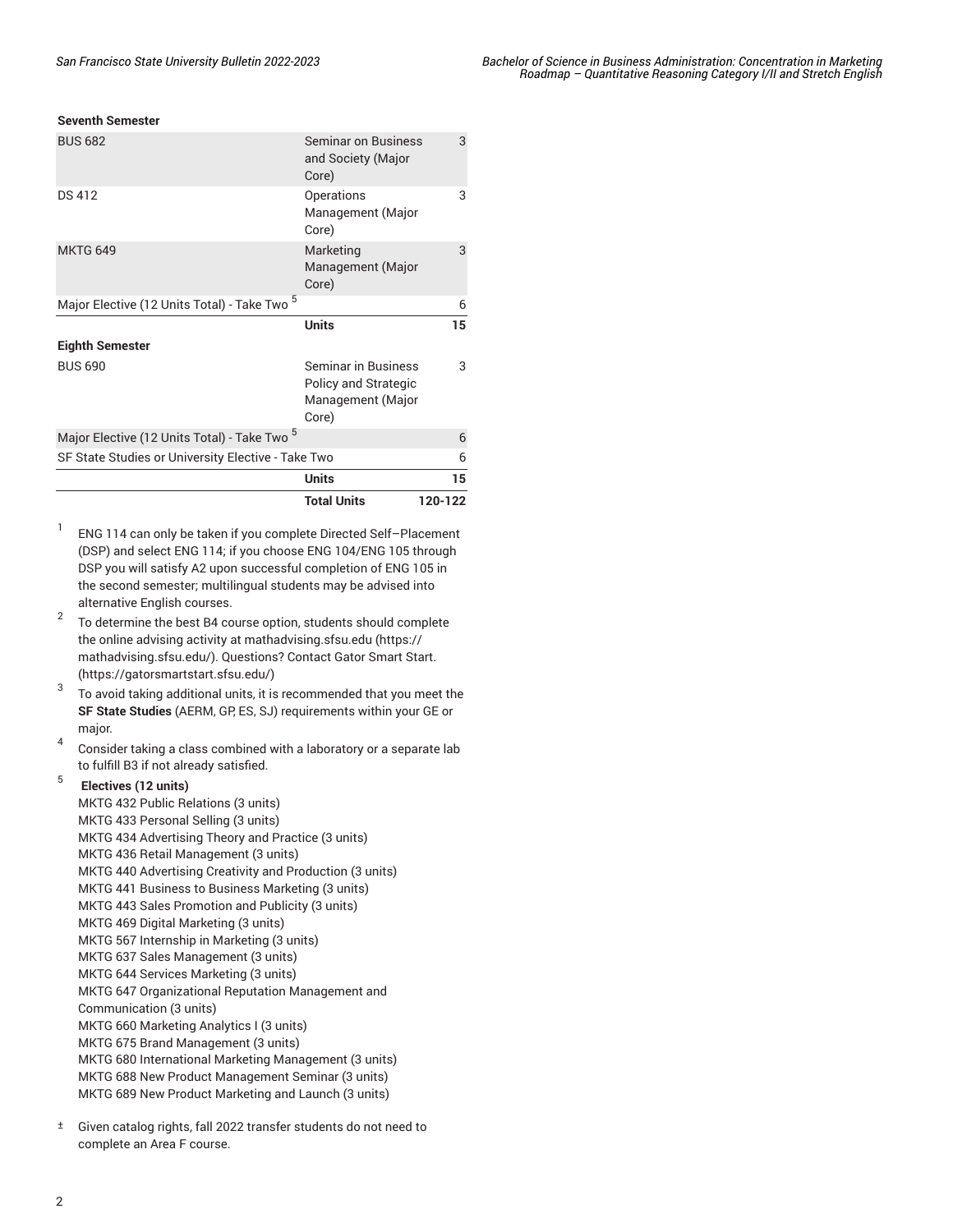**Seventh Semester**

| | | |
|---|---|---|
| BUS 682 | Seminar on Business and Society (Major Core) | 3 |
| DS 412 | Operations Management (Major Core) | 3 |
| MKTG 649 | Marketing Management (Major Core) | 3 |
| Major Elective (12 Units Total) - Take Two [5] | | 6 |
| | **Units** | **15** |

**Eighth Semester**

| | | |
|---|---|---|
| BUS 690 | Seminar in Business Policy and Strategic Management (Major Core) | 3 |
| Major Elective (12 Units Total) - Take Two [5] | | 6 |
| SF State Studies or University Elective - Take Two | | 6 |
| | **Units** | **15** |
| | **Total Units** | **120-122** |

1. ENG 114 can only be taken if you complete Directed Self–Placement (DSP) and select ENG 114; if you choose ENG 104/ENG 105 through DSP you will satisfy A2 upon successful completion of ENG 105 in the second semester; multilingual students may be advised into alternative English courses.
2. To determine the best B4 course option, students should complete the online advising activity at mathadvising.sfsu.edu (https://mathadvising.sfsu.edu/). Questions? Contact Gator Smart Start. (https://gatorsmartstart.sfsu.edu/)
3. To avoid taking additional units, it is recommended that you meet the **SF State Studies** (AERM, GP, ES, SJ) requirements within your GE or major.
4. Consider taking a class combined with a laboratory or a separate lab to fulfill B3 if not already satisfied.
5. **Electives (12 units)**
   MKTG 432 Public Relations (3 units)
   MKTG 433 Personal Selling (3 units)
   MKTG 434 Advertising Theory and Practice (3 units)
   MKTG 436 Retail Management (3 units)
   MKTG 440 Advertising Creativity and Production (3 units)
   MKTG 441 Business to Business Marketing (3 units)
   MKTG 443 Sales Promotion and Publicity (3 units)
   MKTG 469 Digital Marketing (3 units)
   MKTG 567 Internship in Marketing (3 units)
   MKTG 637 Sales Management (3 units)
   MKTG 644 Services Marketing (3 units)
   MKTG 647 Organizational Reputation Management and Communication (3 units)
   MKTG 660 Marketing Analytics I (3 units)
   MKTG 675 Brand Management (3 units)
   MKTG 680 International Marketing Management (3 units)
   MKTG 688 New Product Management Seminar (3 units)
   MKTG 689 New Product Marketing and Launch (3 units)

± Given catalog rights, fall 2022 transfer students do not need to complete an Area F course.